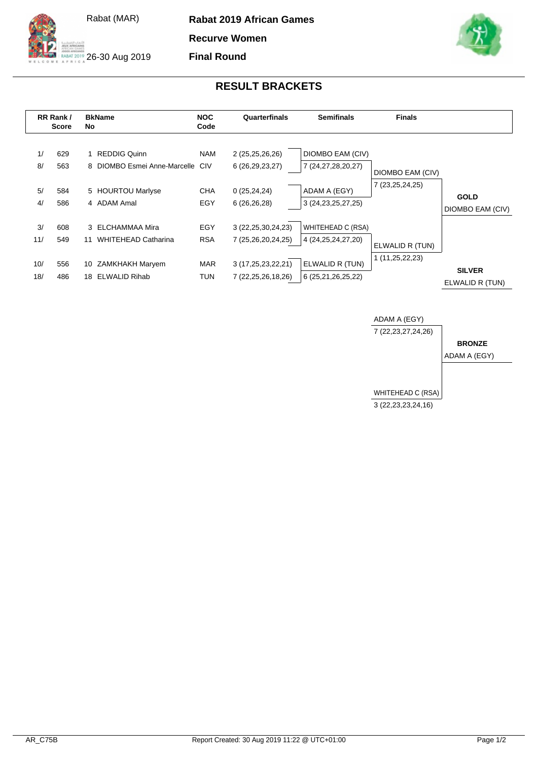Rabat (MAR)

26-30 Aug 2019

**Rabat 2019 African Games**

**Recurve Women**

**Final Round**

## RESULT BRACKETS

| RR Rank / | Score | BkNo | Name | NOC Code | Quarterfinals | Semifinals | Finals | |
|---|---|---|---|---|---|---|---|---|
| 1/ | 629 | 1 | REDDIG Quinn | NAM | 2 (25,25,26,26) | DIOMBO EAM (CIV) | | |
| 8/ | 563 | 8 | DIOMBO Esmei Anne-Marcelle | CIV | 6 (26,29,23,27) | 7 (24,27,28,20,27) | DIOMBO EAM (CIV) | |
| | | | | | | | 7 (23,25,24,25) | |
| 5/ | 584 | 5 | HOURTOU Marlyse | CHA | 0 (25,24,24) | ADAM A (EGY) | | **GOLD** |
| 4/ | 586 | 4 | ADAM Amal | EGY | 6 (26,26,28) | 3 (24,23,25,27,25) | | DIOMBO EAM (CIV) |
| 3/ | 608 | 3 | ELCHAMMAA Mira | EGY | 3 (22,25,30,24,23) | WHITEHEAD C (RSA) | | |
| 11/ | 549 | 11 | WHITEHEAD Catharina | RSA | 7 (25,26,20,24,25) | 4 (24,25,24,27,20) | ELWALID R (TUN) | |
| | | | | | | | 1 (11,25,22,23) | |
| 10/ | 556 | 10 | ZAMKHAKH Maryem | MAR | 3 (17,25,23,22,21) | ELWALID R (TUN) | | **SILVER** |
| 18/ | 486 | 18 | ELWALID Rihab | TUN | 7 (22,25,26,18,26) | 6 (25,21,26,25,22) | | ELWALID R (TUN) |

| Bronze Match | | |
|---|---|---|
| ADAM A (EGY) | 7 (22,23,27,24,26) | **BRONZE** |
| | | ADAM A (EGY) |
| WHITEHEAD C (RSA) | 3 (22,23,23,24,16) | |

AR_C75B

Report Created: 30 Aug 2019 11:22 @ UTC+01:00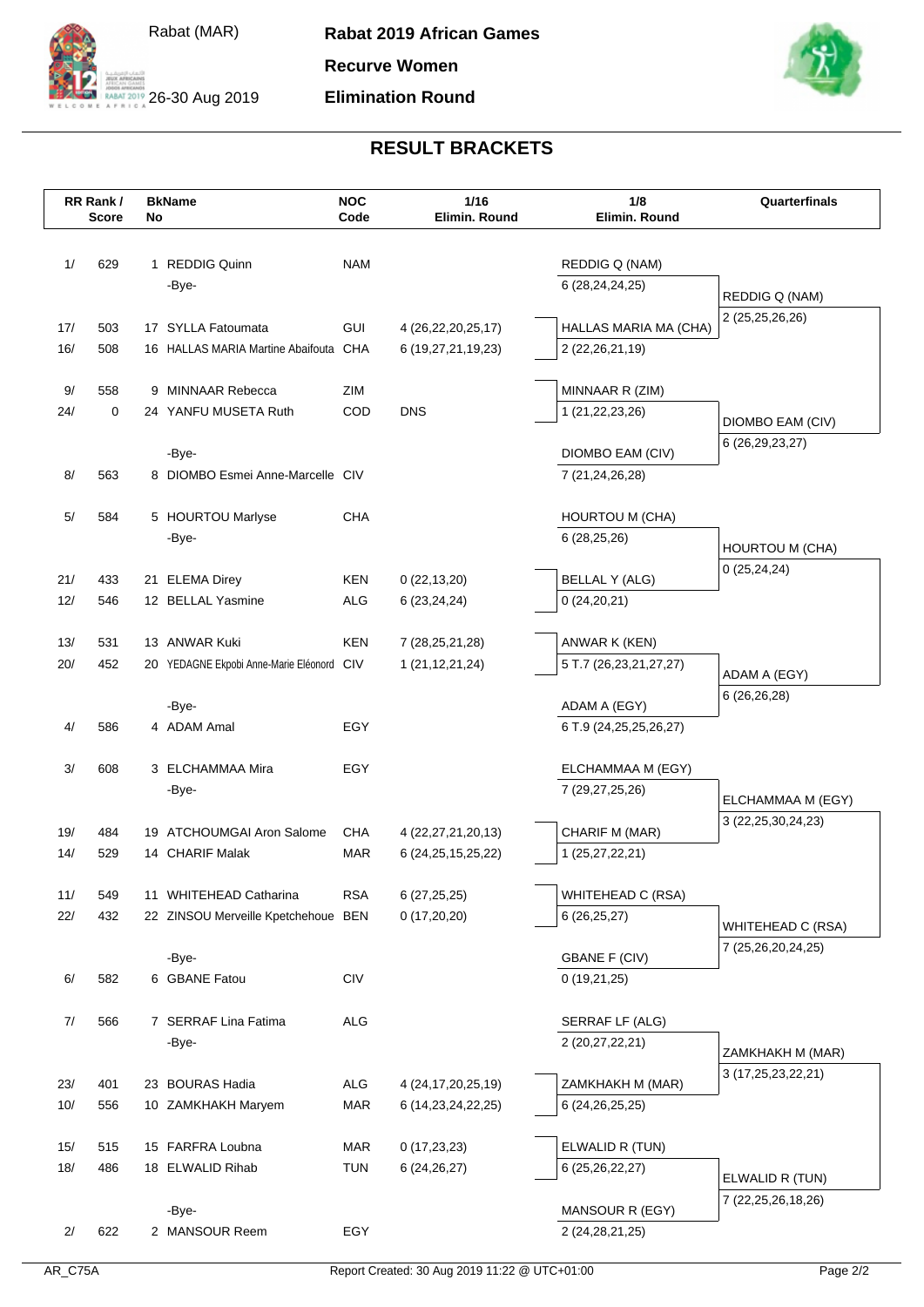Rabat (MAR)

26-30 Aug 2019

**Rabat 2019 African Games**

**Recurve Women**

**Elimination Round**

## RESULT BRACKETS

| RR Rank / | Score | BkNo | Name | NOC Code | 1/16 Elimin. Round | 1/8 Elimin. Round | Quarterfinals |
|---|---|---|---|---|---|---|---|
| 1/ | 629 | 1 | REDDIG Quinn | NAM | | REDDIG Q (NAM) | |
| | | | -Bye- | | | 6 (28,24,24,25) | REDDIG Q (NAM) |
| 17/ | 503 | 17 | SYLLA Fatoumata | GUI | 4 (26,22,20,25,17) | HALLAS MARIA MA (CHA) | 2 (25,25,26,26) |
| 16/ | 508 | 16 | HALLAS MARIA Martine Abaifouta | CHA | 6 (19,27,21,19,23) | 2 (22,26,21,19) | |
| 9/ | 558 | 9 | MINNAAR Rebecca | ZIM | | MINNAAR R (ZIM) | |
| 24/ | 0 | 24 | YANFU MUSETA Ruth | COD | DNS | 1 (21,22,23,26) | DIOMBO EAM (CIV) |
| | | | -Bye- | | | DIOMBO EAM (CIV) | 6 (26,29,23,27) |
| 8/ | 563 | 8 | DIOMBO Esmei Anne-Marcelle | CIV | | 7 (21,24,26,28) | |
| 5/ | 584 | 5 | HOURTOU Marlyse | CHA | | HOURTOU M (CHA) | |
| | | | -Bye- | | | 6 (28,25,26) | HOURTOU M (CHA) |
| 21/ | 433 | 21 | ELEMA Direy | KEN | 0 (22,13,20) | BELLAL Y (ALG) | 0 (25,24,24) |
| 12/ | 546 | 12 | BELLAL Yasmine | ALG | 6 (23,24,24) | 0 (24,20,21) | |
| 13/ | 531 | 13 | ANWAR Kuki | KEN | 7 (28,25,21,28) | ANWAR K (KEN) | |
| 20/ | 452 | 20 | YEDAGNE Ekpobi Anne-Marie Eléonord | CIV | 1 (21,12,21,24) | 5 T.7 (26,23,21,27,27) | ADAM A (EGY) |
| | | | -Bye- | | | ADAM A (EGY) | 6 (26,26,28) |
| 4/ | 586 | 4 | ADAM Amal | EGY | | 6 T.9 (24,25,25,26,27) | |
| 3/ | 608 | 3 | ELCHAMMAA Mira | EGY | | ELCHAMMAA M (EGY) | |
| | | | -Bye- | | | 7 (29,27,25,26) | ELCHAMMAA M (EGY) |
| 19/ | 484 | 19 | ATCHOUMGAI Aron Salome | CHA | 4 (22,27,21,20,13) | CHARIF M (MAR) | 3 (22,25,30,24,23) |
| 14/ | 529 | 14 | CHARIF Malak | MAR | 6 (24,25,15,25,22) | 1 (25,27,22,21) | |
| 11/ | 549 | 11 | WHITEHEAD Catharina | RSA | 6 (27,25,25) | WHITEHEAD C (RSA) | |
| 22/ | 432 | 22 | ZINSOU Merveille Kpetchehoue | BEN | 0 (17,20,20) | 6 (26,25,27) | WHITEHEAD C (RSA) |
| | | | -Bye- | | | GBANE F (CIV) | 7 (25,26,20,24,25) |
| 6/ | 582 | 6 | GBANE Fatou | CIV | | 0 (19,21,25) | |
| 7/ | 566 | 7 | SERRAF Lina Fatima | ALG | | SERRAF LF (ALG) | |
| | | | -Bye- | | | 2 (20,27,22,21) | ZAMKHAKH M (MAR) |
| 23/ | 401 | 23 | BOURAS Hadia | ALG | 4 (24,17,20,25,19) | ZAMKHAKH M (MAR) | 3 (17,25,23,22,21) |
| 10/ | 556 | 10 | ZAMKHAKH Maryem | MAR | 6 (14,23,24,22,25) | 6 (24,26,25,25) | |
| 15/ | 515 | 15 | FARFRA Loubna | MAR | 0 (17,23,23) | ELWALID R (TUN) | |
| 18/ | 486 | 18 | ELWALID Rihab | TUN | 6 (24,26,27) | 6 (25,26,22,27) | ELWALID R (TUN) |
| | | | -Bye- | | | MANSOUR R (EGY) | 7 (22,25,26,18,26) |
| 2/ | 622 | 2 | MANSOUR Reem | EGY | | 2 (24,28,21,25) | |

AR_C75A

Report Created: 30 Aug 2019 11:22 @ UTC+01:00